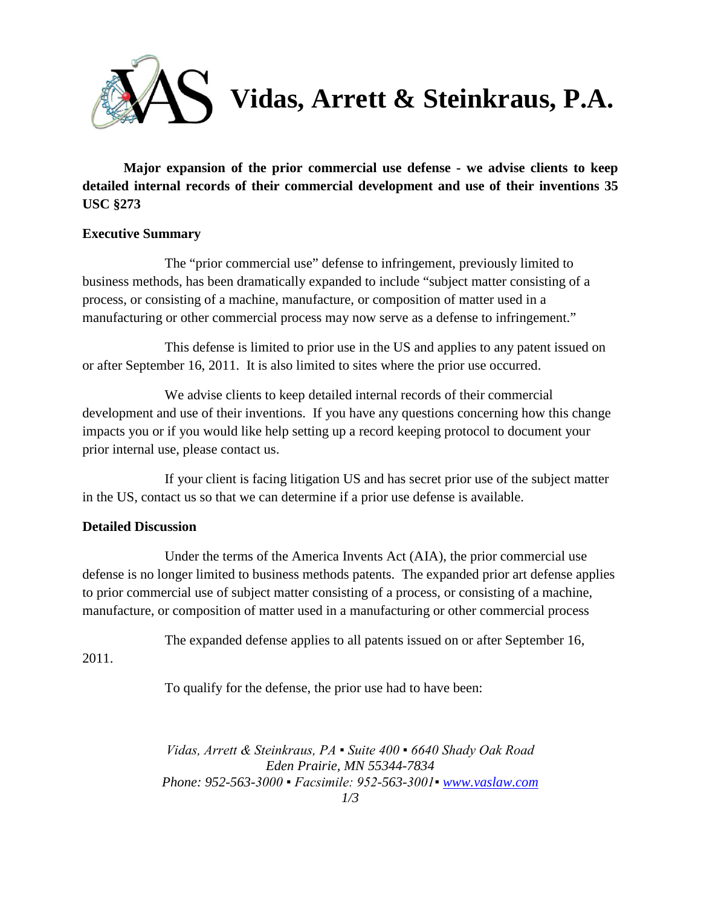# Vidas, Arrett & Steinkraus, P.A.

**Major expansion of the prior commercial use defense - we advise clients to keep detailed internal records of their commercial development and use of their inventions 35 USC §273**

**Executive Summary**

The "prior commercial use" defense to infringement, previously limited to business methods, has been dramatically expanded to include "subject matter consisting of a process, or consisting of a machine, manufacture, or composition of matter used in a manufacturing or other commercial process may now serve as a defense to infringement."

This defense is limited to prior use in the US and applies to any patent issued on or after September 16, 2011. It is also limited to sites where the prior use occurred.

We advise clients to keep detailed internal records of their commercial development and use of their inventions. If you have any questions concerning how this change impacts you or if you would like help setting up a record keeping protocol to document your prior internal use, please contact us.

If your client is facing litigation US and has secret prior use of the subject matter in the US, contact us so that we can determine if a prior use defense is available.

**Detailed Discussion**

Under the terms of the America Invents Act (AIA), the prior commercial use defense is no longer limited to business methods patents. The expanded prior art defense applies to prior commercial use of subject matter consisting of a process, or consisting of a machine, manufacture, or composition of matter used in a manufacturing or other commercial process

The expanded defense applies to all patents issued on or after September 16, 2011.

To qualify for the defense, the prior use had to have been:

*Vidas, Arrett & Steinkraus, PA ▪ Suite 400 ▪ 6640 Shady Oak Road*
*Eden Prairie, MN 55344-7834*
*Phone: 952-563-3000 ▪ Facsimile: 952-563-3001▪ www.vaslaw.com*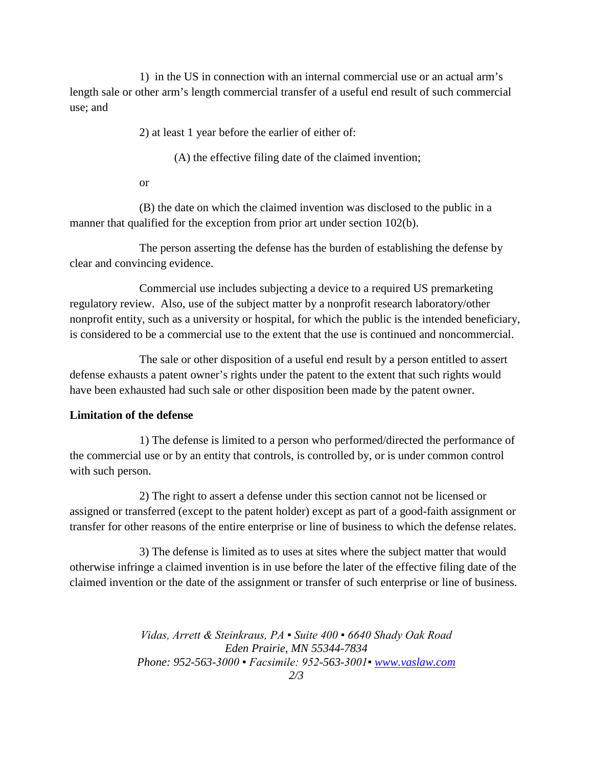1) in the US in connection with an internal commercial use or an actual arm's length sale or other arm's length commercial transfer of a useful end result of such commercial use; and

2) at least 1 year before the earlier of either of:

(A) the effective filing date of the claimed invention;

or

(B) the date on which the claimed invention was disclosed to the public in a manner that qualified for the exception from prior art under section 102(b).

The person asserting the defense has the burden of establishing the defense by clear and convincing evidence.

Commercial use includes subjecting a device to a required US premarketing regulatory review. Also, use of the subject matter by a nonprofit research laboratory/other nonprofit entity, such as a university or hospital, for which the public is the intended beneficiary, is considered to be a commercial use to the extent that the use is continued and noncommercial.

The sale or other disposition of a useful end result by a person entitled to assert defense exhausts a patent owner's rights under the patent to the extent that such rights would have been exhausted had such sale or other disposition been made by the patent owner.

**Limitation of the defense**

1) The defense is limited to a person who performed/directed the performance of the commercial use or by an entity that controls, is controlled by, or is under common control with such person.

2) The right to assert a defense under this section cannot not be licensed or assigned or transferred (except to the patent holder) except as part of a good-faith assignment or transfer for other reasons of the entire enterprise or line of business to which the defense relates.

3) The defense is limited as to uses at sites where the subject matter that would otherwise infringe a claimed invention is in use before the later of the effective filing date of the claimed invention or the date of the assignment or transfer of such enterprise or line of business.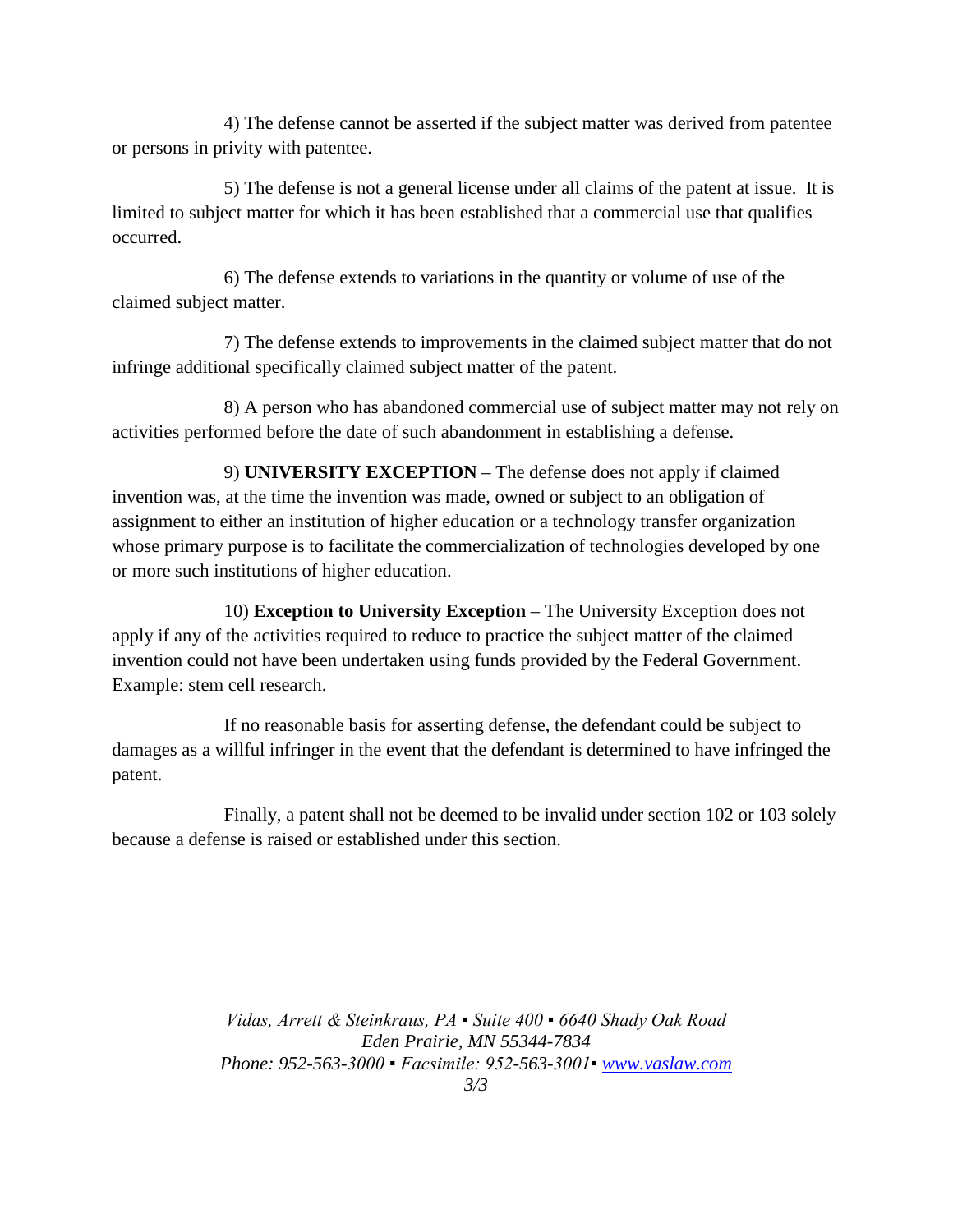4) The defense cannot be asserted if the subject matter was derived from patentee or persons in privity with patentee.

5) The defense is not a general license under all claims of the patent at issue. It is limited to subject matter for which it has been established that a commercial use that qualifies occurred.

6) The defense extends to variations in the quantity or volume of use of the claimed subject matter.

7) The defense extends to improvements in the claimed subject matter that do not infringe additional specifically claimed subject matter of the patent.

8) A person who has abandoned commercial use of subject matter may not rely on activities performed before the date of such abandonment in establishing a defense.

9) **UNIVERSITY EXCEPTION** – The defense does not apply if claimed invention was, at the time the invention was made, owned or subject to an obligation of assignment to either an institution of higher education or a technology transfer organization whose primary purpose is to facilitate the commercialization of technologies developed by one or more such institutions of higher education.

10) **Exception to University Exception** – The University Exception does not apply if any of the activities required to reduce to practice the subject matter of the claimed invention could not have been undertaken using funds provided by the Federal Government. Example: stem cell research.

If no reasonable basis for asserting defense, the defendant could be subject to damages as a willful infringer in the event that the defendant is determined to have infringed the patent.

Finally, a patent shall not be deemed to be invalid under section 102 or 103 solely because a defense is raised or established under this section.